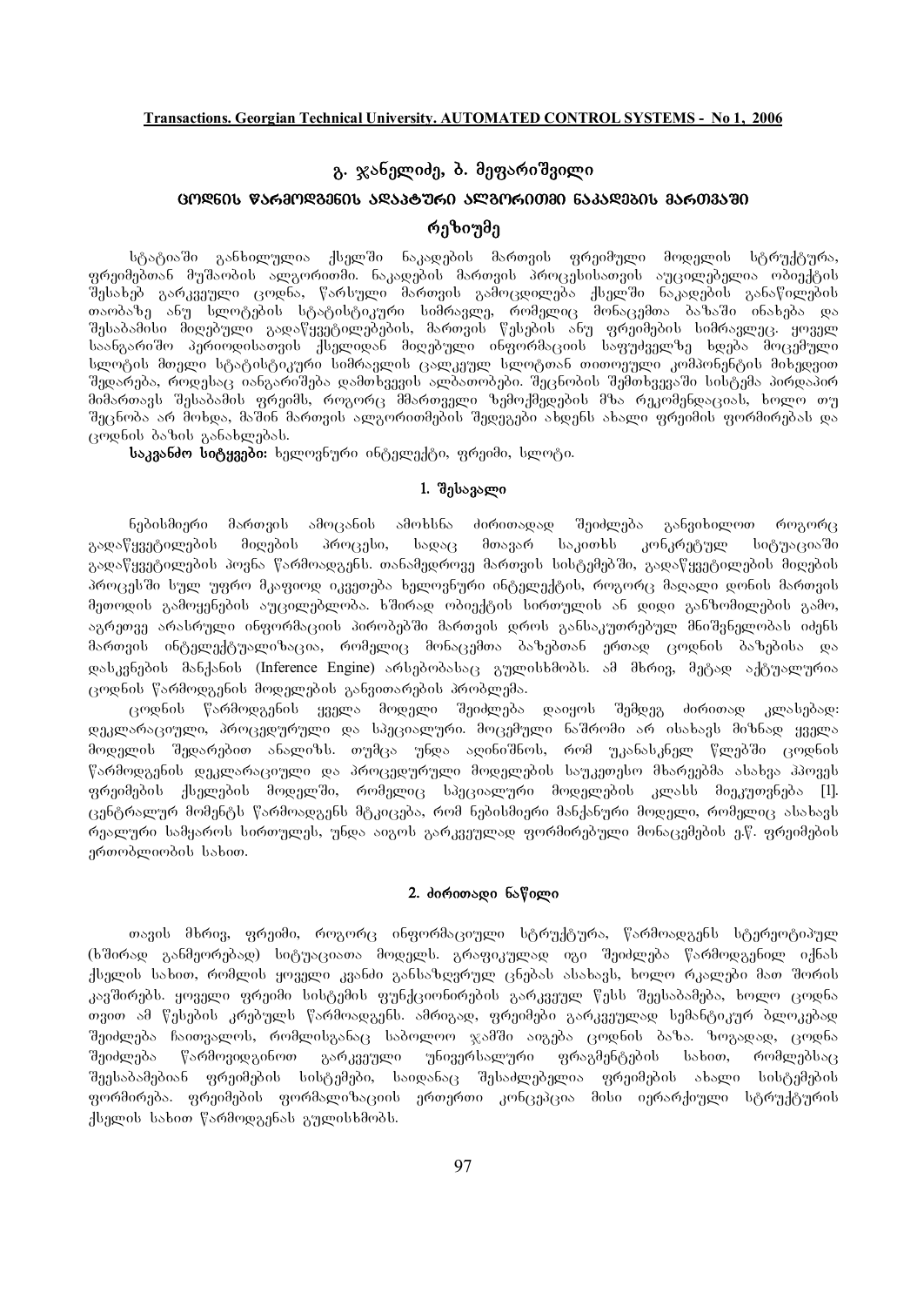# გ. ჯანელიძე, ბ. მეფარიშვილი

## ცოდნის წარმოდგენის ადაპტური ალგორითმი ნაკადების მართვაში

### რეზიუმე

სტატიაში განხილულია ქსელში ნაკადების მართვის ფრეიმული მოდელის სტრუქტურა, ფრეიმებთან მუშაობის ალგორითმი. ნაკადების მართვის პროცესისათვის აუცილებელია ობიექტის შესახებ გარკვეული ცოდნა, წარსული მართვის გამოცდილება ქსელში ნაკადების განაწილების თაობაზე ანუ სლოტების სტატისტიკური სიმრავლე, რომელიც მონაცემთა ბაზაში ინახება და შესაბამისი მიღებული გადაწყვეტილებების, მართვის წესების ანუ ფრეიმების სიმრავლეც. ყოველ საანგარიშო პერიოდისათვის ქსელიდან მიღებული ინფორმაციის საფუძველზე ხდება მოცემული სლოტის მთელი სტატისტიკური სიმრავლის ცალკეულ სლოტთან თითოეული კომპონენტის მიხედვით შედარება, როდესაც იანგარიშება დამთხვევის ალბათობები. შეცნობის შემთხვევაში სისტემა პირდაპირ მიმართავს შესაბამის ფრეიმს, როგორც მმართველი ზემოქმედების მზა რეკომენდაციას, ხოლო თუ შეცნობა არ მოხდა, მაშინ მართვის ალგორითმების შედეგები ახდენს ახალი ფრეიმის ფორმირებას და ცოდნის ბაზის განახლებას.

**საკვანძო სიტყვები:** ხელოვნური ინტელექტი, ფრეიმი, სლოტი.

### 1. შესავალი

ნებისმიერი მართვის ამოცანის ამოხსნა ძირითადად შეიძლება განვიხილოთ როგორც გადაწყვეტილების მიღების პროცესი, სადაც მთავარ საკითხს კონკრეტულ სიტუაციაში გადაწყვეტილების პოვნა წარმოადგენს. თანამედროვე მართვის სისტემებში, გადაწყვეტილების მიღების პროცესში სულ უფრო მკაფიოდ იკვეთება ხელოვნური ინტელექტის, როგორც მაღალი დონის მართვის მეთოდის გამოყენების აუცილებლობა. ხშირად ობიექტის სირთულის ან დიდი განზომილების გამო, აგრეთვე არასრული ინფორმაციის პირობებში მართვის დროს განსაკუთრებულ მნიშვნელობას იძენს მართვის ინტელექტუალიზაცია, რომელიც მონაცემთა ბაზებთან ერთად ცოდნის ბაზებისა და დასკვნების მანქანის (Inference Engine) არსებობასაც გულისხმობს. ამ მხრივ, მეტად აქტუალურია ცოდნის წარმოდგენის მოდელების განვითარების პრობლემა.

ცოდნის წარმოდგენის ყველა მოდელი შეიძლება დაიყოს შემდეგ ძირითად კლასებად: დეკლარაციული, პროცედურული და სპეციალური. მოცემული ნაშრომი არ ისახავს მიზნად ყველა მოდელის შედარებით ანალიზს. თუმცა უნდა აღინიშნოს, რომ უკანასკნელ წლებში ცოდნის წარმოდგენის დეკლარაციული და პროცედურული მოდელების საუკეთესო მხარეებმა ასახვა ჰპოვეს ფრეიმების ქსელების მოდელში, რომელიც სპეციალური მოდელების კლასს მიეკუთვნება [1]. ცენტრალურ მომენტს წარმოადგენს მტკიცება, რომ ნებისმიერი მანქანური მოდელი, რომელიც ასახავს რეალური სამყაროს სირთულეს, უნდა აიგოს გარკვეულად ფორმირებული მონაცემების ე.წ. ფრეიმების ერთობლიობის სახით.

### 2. ძირითადი ნაწილი

თავის მხრივ, ფრეიმი, როგორც ინფორმაციული სტრუქტურა, წარმოადგენს სტერეოტიპულ (ხშირად განმეორებად) სიტუაციათა მოდელს. გრაფიკულად იგი შეიძლება წარმოდგენილ იქნას ქსელის სახით, რომლის ყოველი კვანძი განსაზღვრულ ცნებას ასახავს, ხოლო რკალები მათ შორის კავშირებს. ყოველი ფრეიმი სისტემის ფუნქციონირების გარკვეულ წესს შეესაბამება, ხოლო ცოდნა თვით ამ წესების კრებულს წარმოადგენს. ამრიგად, ფრეიმები გარკვეულად სემანტიკურ ბლოკებად შეიძლება ჩაითვალოს, რომლისგანაც საბოლოო ჯამში აიგება ცოდნის ბაზა. ზოგადად, ცოდნა შეიძლება წარმოვიდგინოთ გარკვეული უნივერსალური ფრაგმენტების სახით, რომლებსაც შეესაბამებიან ფრეიმების სისტემები, საიდანაც შესაძლებელია ფრეიმების ახალი სისტემების ფორმირება. ფრეიმების ფორმალიზაციის ერთერთი კონცეპცია მისი იერარქიული სტრუქტურის ქსელის სახით წარმოდგენას გულისხმობს.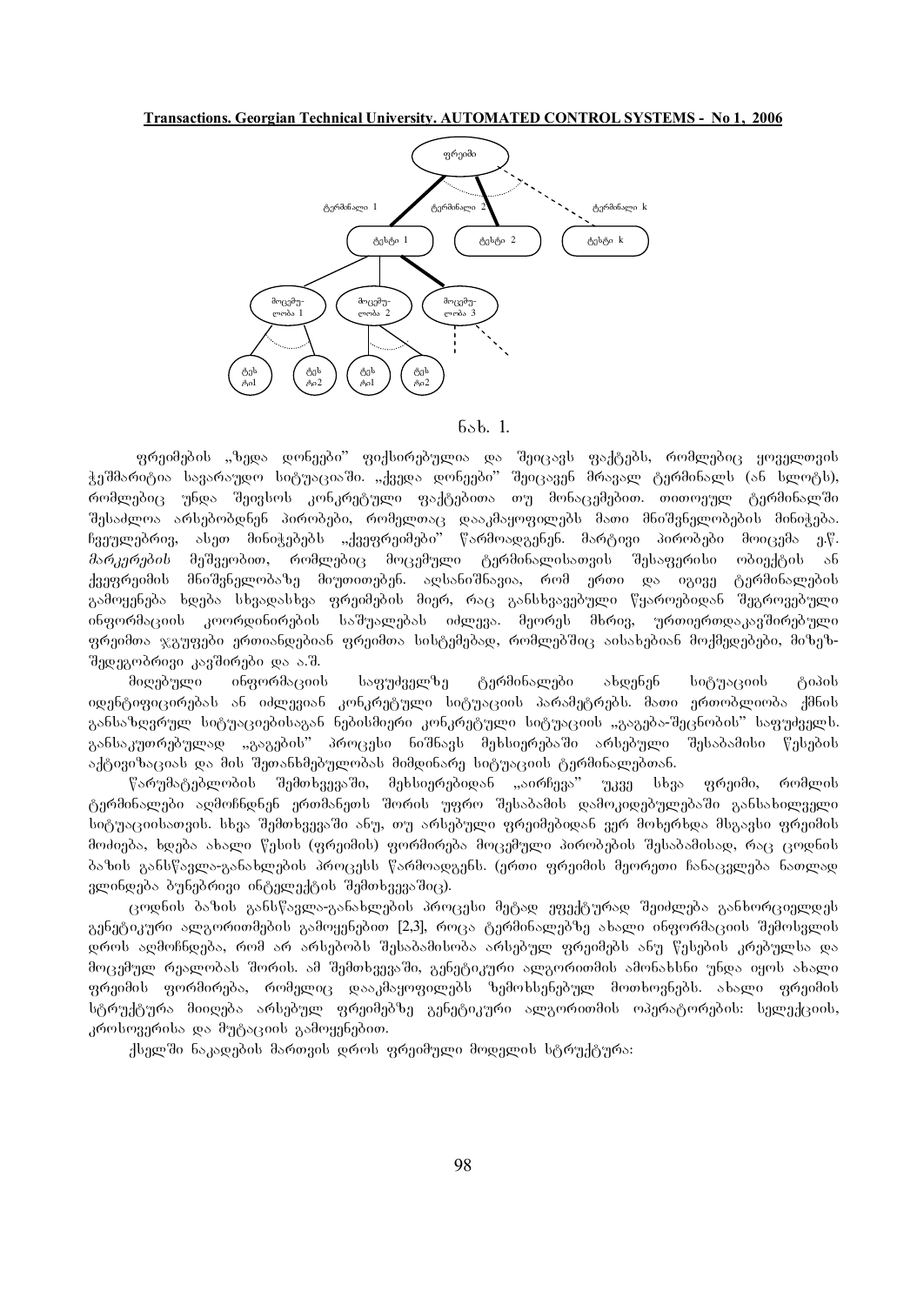ფრეიმი

ტერმინალი 1 ტერმინალი 2 ტერმინალი k

ტესტი 1 ტესტი 2 ტესტი k

მოცემულობა 1 მოცემულობა 2 მოცემულობა 3

ტესტი1 ტესტი2 ტესტი1 ტესტი2

ნახ. 1.

ფრეიმების „ზედა დონეები" ფიქსირებულია და შეიცავს ფაქტებს, რომლებიც ყოველთვის ჭეშმარიტია სავარაუდო სიტუაციაში. „ქვედა დონეები" შეიცავენ მრავალ ტერმინალს (ან სლოტს), რომლებიც უნდა შეივსოს კონკრეტული ფაქტებითა თუ მონაცემებით. თითოეულ ტერმინალში შესაძლოა არსებობდნენ პირობები, რომელთაც დააკმაყოფილებს მათი მნიშვნელობების მინიჭება. ჩვეულებრივ, ასეთ მინიჭებებს „ქვეფრეიმები" წარმოადგენენ. მარტივი პირობები მოიცემა ე.წ. *მარკერების* მეშვეობით, რომლებიც მოცემული ტერმინალისათვის შესაფერისი ობიექტის ან ქვეფრეიმის მნიშვნელობაზე მიუთითებენ. აღსანიშნავია, რომ ერთი და იგივე ტერმინალების გამოყენება ხდება სხვადასხვა ფრეიმების მიერ, რაც განსხვავებული წყაროებიდან შეგროვებული ინფორმაციის კოორდინირების საშუალებას იძლევა. მეორეს მხრივ, ურთიერთდაკავშირებული ფრეიმთა ჯგუფები ერთიანდებიან ფრეიმთა სისტემებად, რომლებშიც აისახებიან მოქმედებები, მიზეზ-შედეგობრივი კავშირები და ა.შ.

მიღებული ინფორმაციის საფუძველზე ტერმინალები ახდენენ სიტუაციის ტიპის იდენტიფიცირებას ან იძლევიან კონკრეტული სიტუაციის პარამეტრებს. მათი ერთობლიობა ქმნის განსაზღვრულ სიტუაციებისაგან ნებისმიერი კონკრეტული სიტუაციის „გაგება-შეცნობის" საფუძველს. განსაკუთრებულად „გაგების" პროცესი ნიშნავს მეხსიერებაში არსებული შესაბამისი წესების აქტივიზაციას და მის შეთანხმებულობას მიმდინარე სიტუაციის ტერმინალებთან.

წარუმატებლობის შემთხვევაში, მეხსიერებიდან „აირჩევა" უკვე სხვა ფრეიმი, რომლის ტერმინალები აღმოჩნდნენ ერთმანეთს შორის უფრო შესაბამის დამოკიდებულებაში განსახილველი სიტუაციისათვის. სხვა შემთხვევაში ანუ, თუ არსებული ფრეიმებიდან ვერ მოხერხდა მსგავსი ფრეიმის მოძიება, ხდება ახალი წესის (ფრეიმის) ფორმირება მოცემული პირობების შესაბამისად, რაც ცოდნის ბაზის განწავლა-განახლების პროცესს წარმოადგენს. (ერთი ფრეიმის მეორეთი ჩანაცვლება ნათლად ვლინდება ბუნებრივი ინტელექტის შემთხვევაშიც).

ცოდნის ბაზის განწავლა-განახლების პროცესი მეტად ეფექტურად შეიძლება განხორციელდეს გენეტიკური ალგორითმების გამოყენებით [2,3], როცა ტერმინალებზე ახალი ინფორმაციის შემოსვლის დროს აღმოჩნდება, რომ არ არსებობს შესაბამისობა არსებულ ფრეიმებს ანუ წესების კრებულსა და მოცემულ რეალობას შორის. ამ შემთხვევაში, გენეტიკური ალგორითმის ამოხსნა უნდა იყოს ახალი ფრეიმის ფორმირება, რომელიც დააკმაყოფილებს ზემოხსენებულ მოთხოვნებს. ახალი ფრეიმის სტრუქტურა მიიღება არსებულ ფრეიმებზე გენეტიკური ალგორითმის ოპერატორების: სელექციის, კროსოვერისა და მუტაციის გამოყენებით.

ქსელში ნაკადების მართვის დროს ფრეიმული მოდელის სტრუქტურა: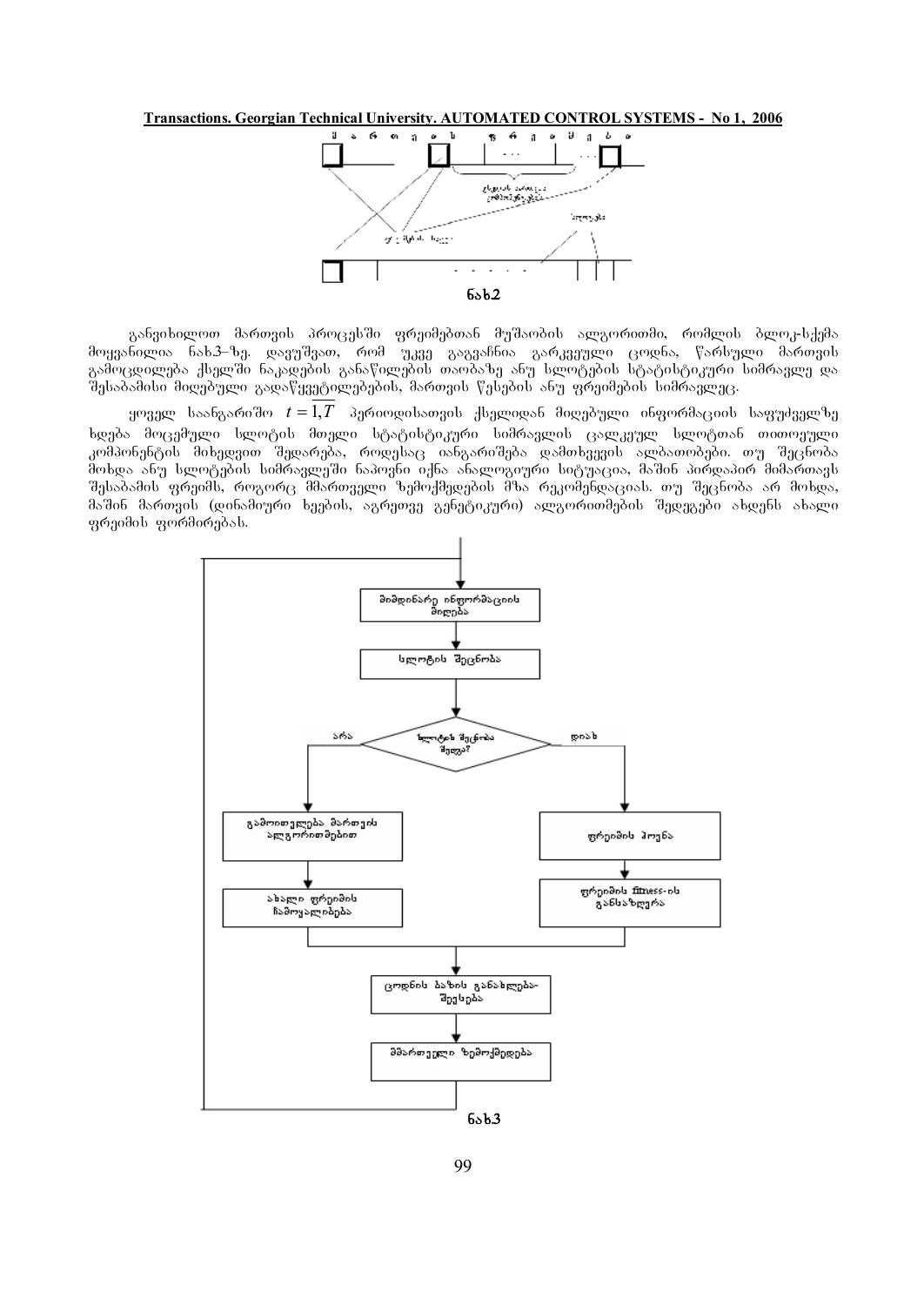ნახ.2

განვიხილოთ მართვის პროცესში ფრეიმებთან მუშაობის ალგორითმი, რომლის ბლოკ-სქემა მოყვანილია ნახ.3–ზე. დავუშვათ, რომ უკვე გაგვაჩნია გარკვეული ცოდნა, წარსული მართვის გამოცდილება ქსელში ნაკადების განაწილების თაობაზე ანუ სლოტების სტატისტიკური სიმრავლე და შესაბამისი მიღებული გადაწყვეტილებების, მართვის წესების ანუ ფრეიმების სიმრავლეც.

ყოველ საანგარიშო $t=\overline{1,T}$ პერიოდისათვის ქსელიდან მიღებული ინფორმაციის საფუძველზე ხდება მოცემული სლოტის მთელი სტატისტიკური სიმრავლის ცალკეულ სლოტთან თითოეული კომპონენტის მიხედვით შედარება, როდესაც იანგარიშება დამთხვევის ალბათობები. თუ შეცნობა მოხდა ანუ სლოტების სიმრავლეში ნაპოვნი იქნა ანალოგიური სიტუაცია, მაშინ პირდაპირ მიმართავს შესაბამის ფრეიმს, როგორც მმართველი ზემოქმედების მზა რეკომენდაციას. თუ შეცნობა არ მოხდა, მაშინ მართვის (დინამიური ხეების, აგრეთვე გენეტიკური) ალგორითმების შედეგები ახდენს ახალი ფრეიმის ფორმირებას.

მიმდინარე ინფორმაციის მიღება

სლოტის შეცნობა

სლოტის შეცნობა შედგა?

არა | დიახ

გამოთვლები მართვის ალგორითმებით

ახალი ფრეიმის ჩამოყალიბება

ფრეიმის პოვნა

ფრეიმის fitness-ის განსაზღვრა

ცოდნის ბაზის განახლება-შევსება

მმართველი ზემოქმედება

ნახ.3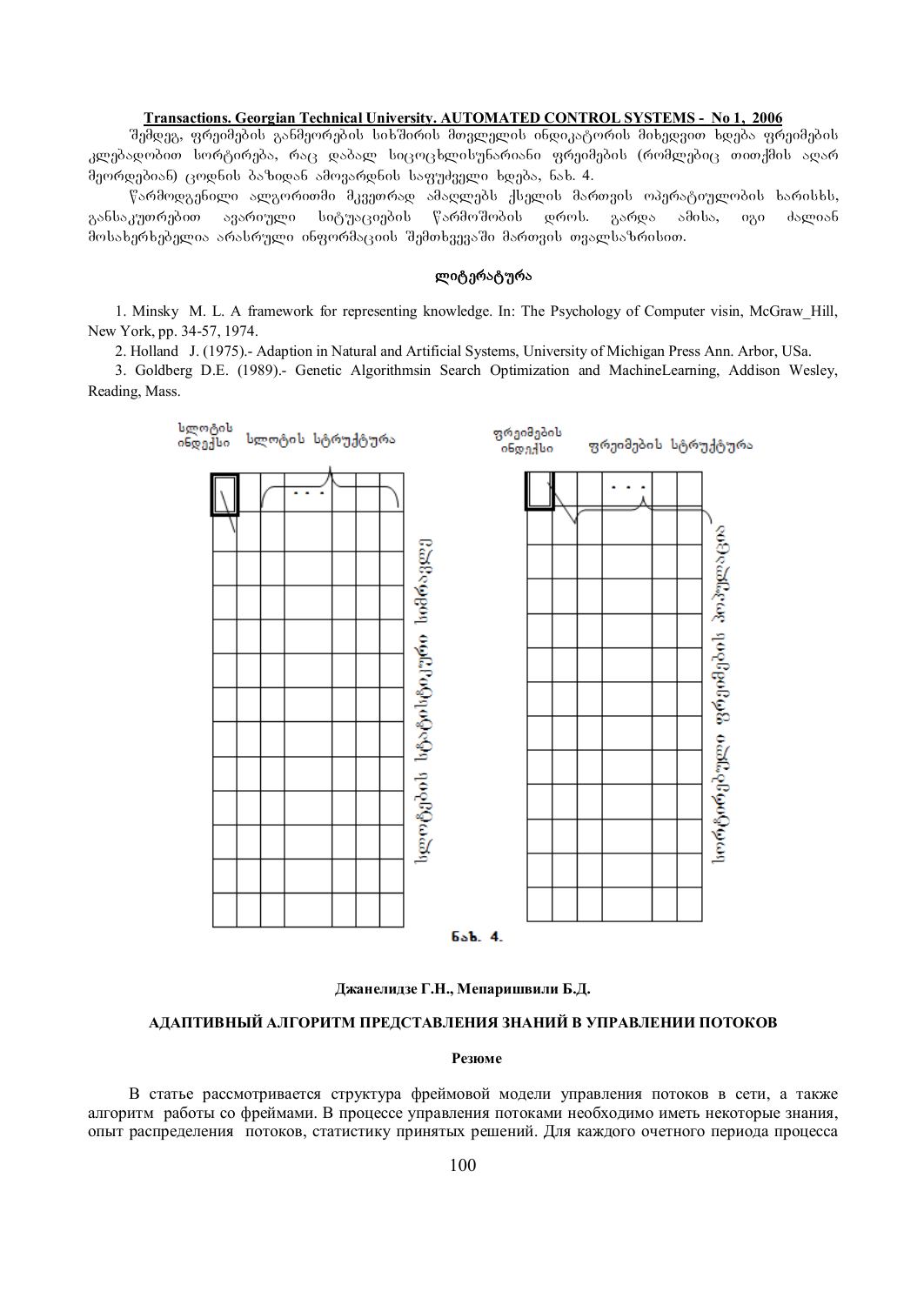შემდეგ, ფრეიმების განმეორების სიხშირის მთვლელის ინდიკატორის მიხედვით ხდება ფრეიმების კლებადობით სორტირება, რაც დაბალ სიცოცხლისუნარიანი ფრეიმების (რომლებიც თითქმის აღარ მეორდებიან) ცოდნის ბაზიდან ამოვარდნის საფუძველი ხდება, ნახ. 4.

წარმოდგენილი ალგორითმი მკვეთრად ამაღლებს ქსელის მართვის ოპერატიულობის ხარისხს, განსაკუთრებით ავარიული სიტუაციების წარმოშობის დროს. გარდა ამისა, იგი ძალიან მოსახერხებელია არასრული ინფორმაციის შემთხვევაში მართვის თვალსაზრისით.

## ლიტერატურა

1. Minsky M. L. A framework for representing knowledge. In: The Psychology of Computer visin, McGraw_Hill, New York, pp. 34-57, 1974.
2. Holland J. (1975).- Adaption in Natural and Artificial Systems, University of Michigan Press Ann. Arbor, USa.
3. Goldberg D.E. (1989).- Genetic Algorithmsin Search Optimization and MachineLearning, Addison Wesley, Reading, Mass.

სლოტის ინდექსი | სლოტის სტრუქტურა | სლოტების სტატისტიკური ხიშიანება

ფრეიმების ინდექსი | ფრეიმების სტრუქტურა | სორტირებული ფრეიმების პოპულაცია

ნახ. 4.

**Джанелидзе Г.Н., Мепаришвили Б.Д.**

## АДАПТИВНЫЙ АЛГОРИТМ ПРЕДСТАВЛЕНИЯ ЗНАНИЙ В УПРАВЛЕНИИ ПОТОКОВ

**Резюме**

В статье рассматривается структура фреймовой модели управления потоков в сети, а также алгоритм работы со фреймами. В процессе управления потоками необходимо иметь некоторые знания, опыт распределения потоков, статистику принятых решений. Для каждого очетного периода процесса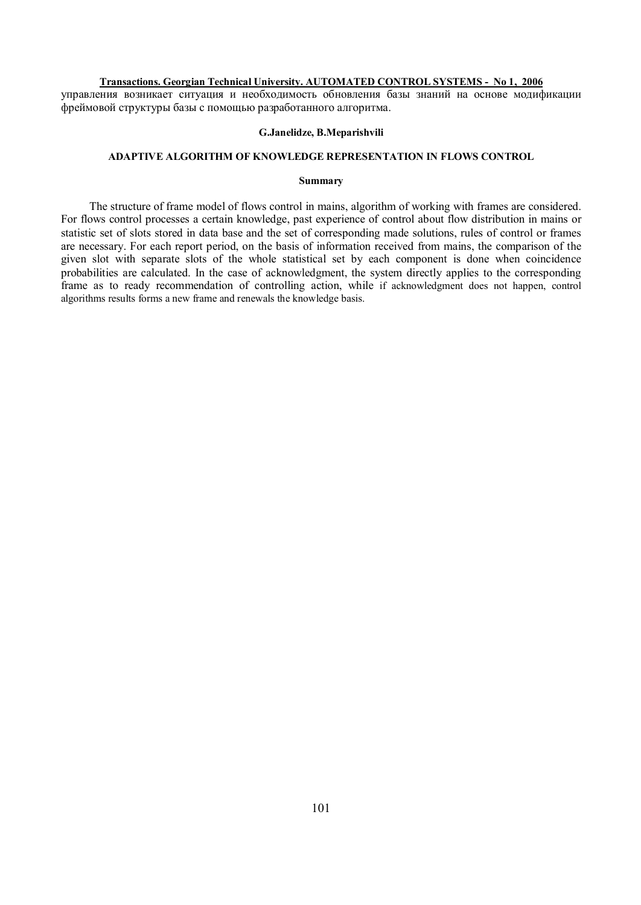управления возникает ситуация и необходимость обновления базы знаний на основе модификации фреймовой структуры базы с помощью разработанного алгоритма.

**G.Janelidze, B.Meparishvili**

## ADAPTIVE ALGORITHM OF KNOWLEDGE REPRESENTATION IN FLOWS CONTROL

### Summary

The structure of frame model of flows control in mains, algorithm of working with frames are considered. For flows control processes a certain knowledge, past experience of control about flow distribution in mains or statistic set of slots stored in data base and the set of corresponding made solutions, rules of control or frames are necessary. For each report period, on the basis of information received from mains, the comparison of the given slot with separate slots of the whole statistical set by each component is done when coincidence probabilities are calculated. In the case of acknowledgment, the system directly applies to the corresponding frame as to ready recommendation of controlling action, while if acknowledgment does not happen, control algorithms results forms a new frame and renewals the knowledge basis.